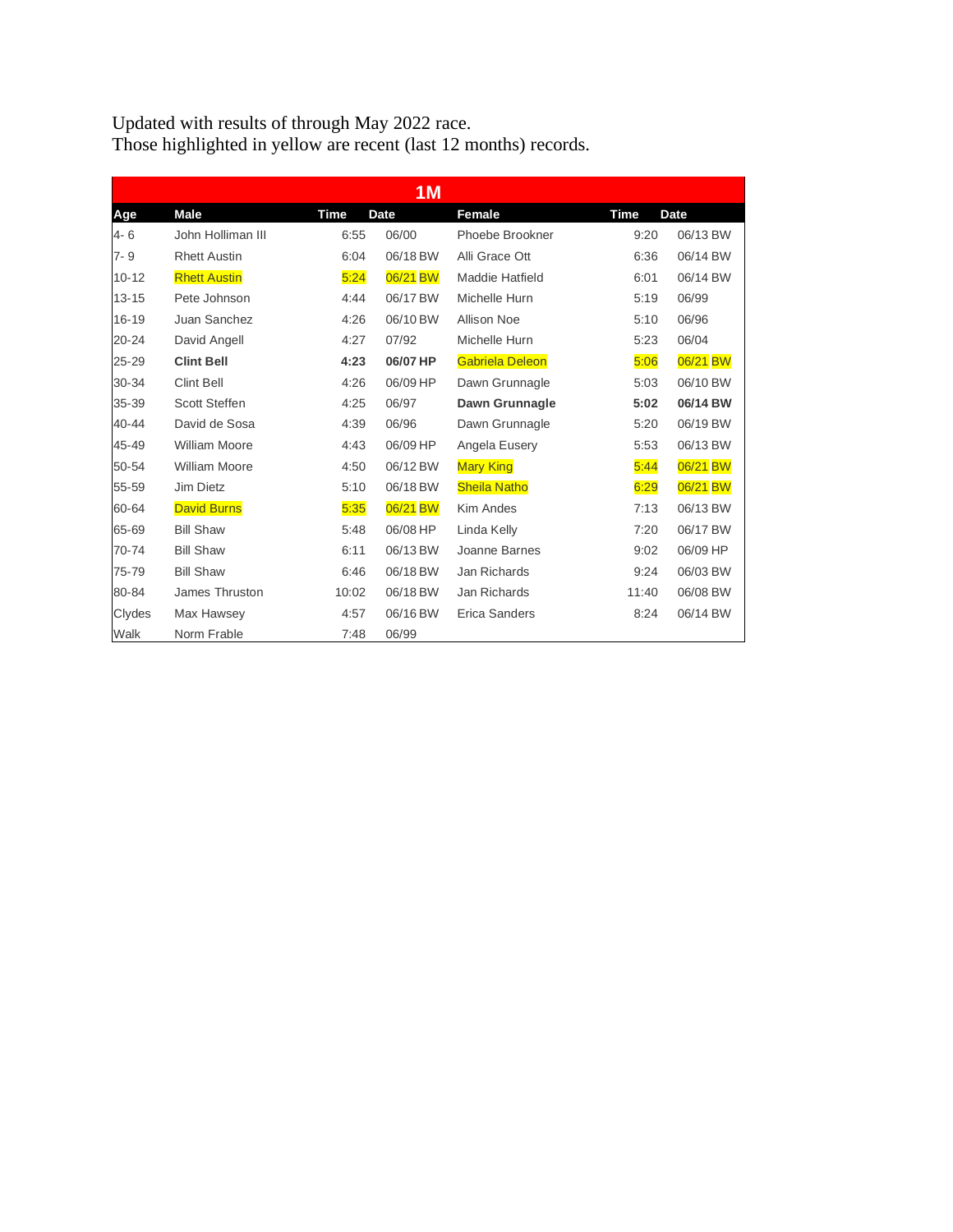Updated with results of through May 2022 race.
Those highlighted in yellow are recent (last 12 months) records.

| 1M | | | | | | |
|---|---|---|---|---|---|---|
| **Age** | **Male** | **Time** | **Date** | **Female** | **Time** | **Date** |
| 4- 6 | John Holliman III | 6:55 | 06/00 | Phoebe Brookner | 9:20 | 06/13 BW |
| 7- 9 | Rhett Austin | 6:04 | 06/18 BW | Alli Grace Ott | 6:36 | 06/14 BW |
| 10-12 | Rhett Austin | 5:24 | 06/21 BW | Maddie Hatfield | 6:01 | 06/14 BW |
| 13-15 | Pete Johnson | 4:44 | 06/17 BW | Michelle Hurn | 5:19 | 06/99 |
| 16-19 | Juan Sanchez | 4:26 | 06/10 BW | Allison Noe | 5:10 | 06/96 |
| 20-24 | David Angell | 4:27 | 07/92 | Michelle Hurn | 5:23 | 06/04 |
| 25-29 | **Clint Bell** | **4:23** | **06/07 HP** | Gabriela Deleon | 5:06 | 06/21 BW |
| 30-34 | Clint Bell | 4:26 | 06/09 HP | Dawn Grunnagle | 5:03 | 06/10 BW |
| 35-39 | Scott Steffen | 4:25 | 06/97 | **Dawn Grunnagle** | **5:02** | **06/14 BW** |
| 40-44 | David de Sosa | 4:39 | 06/96 | Dawn Grunnagle | 5:20 | 06/19 BW |
| 45-49 | William Moore | 4:43 | 06/09 HP | Angela Eusery | 5:53 | 06/13 BW |
| 50-54 | William Moore | 4:50 | 06/12 BW | Mary King | 5:44 | 06/21 BW |
| 55-59 | Jim Dietz | 5:10 | 06/18 BW | Sheila Natho | 6:29 | 06/21 BW |
| 60-64 | David Burns | 5:35 | 06/21 BW | Kim Andes | 7:13 | 06/13 BW |
| 65-69 | Bill Shaw | 5:48 | 06/08 HP | Linda Kelly | 7:20 | 06/17 BW |
| 70-74 | Bill Shaw | 6:11 | 06/13 BW | Joanne Barnes | 9:02 | 06/09 HP |
| 75-79 | Bill Shaw | 6:46 | 06/18 BW | Jan Richards | 9:24 | 06/03 BW |
| 80-84 | James Thruston | 10:02 | 06/18 BW | Jan Richards | 11:40 | 06/08 BW |
| Clydes | Max Hawsey | 4:57 | 06/16 BW | Erica Sanders | 8:24 | 06/14 BW |
| Walk | Norm Frable | 7:48 | 06/99 | | | |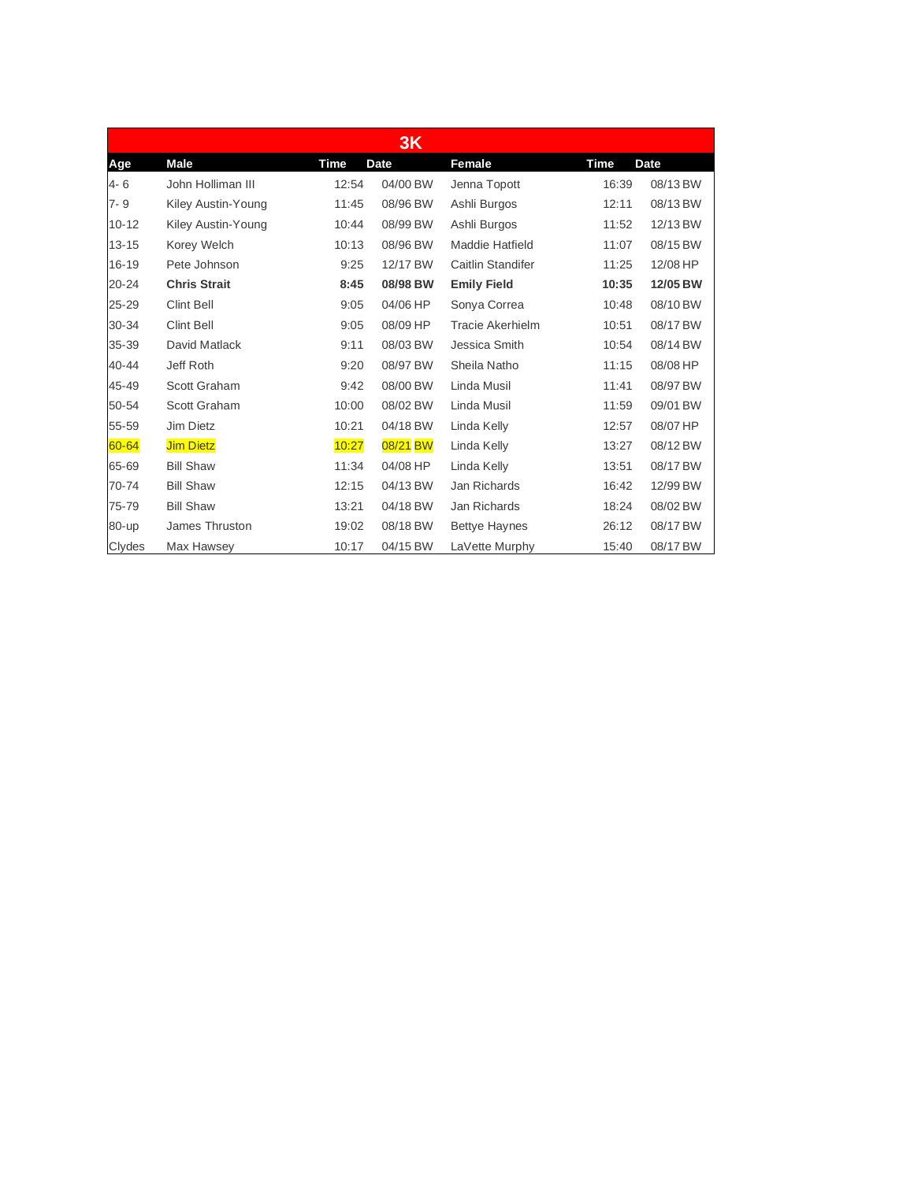| 3K | | | | | | |
|---|---|---|---|---|---|---|
| **Age** | **Male** | **Time** | **Date** | **Female** | **Time** | **Date** |
| 4- 6 | John Holliman III | 12:54 | 04/00 BW | Jenna Topott | 16:39 | 08/13 BW |
| 7- 9 | Kiley Austin-Young | 11:45 | 08/96 BW | Ashli Burgos | 12:11 | 08/13 BW |
| 10-12 | Kiley Austin-Young | 10:44 | 08/99 BW | Ashli Burgos | 11:52 | 12/13 BW |
| 13-15 | Korey Welch | 10:13 | 08/96 BW | Maddie Hatfield | 11:07 | 08/15 BW |
| 16-19 | Pete Johnson | 9:25 | 12/17 BW | Caitlin Standifer | 11:25 | 12/08 HP |
| 20-24 | **Chris Strait** | **8:45** | **08/98 BW** | **Emily Field** | **10:35** | **12/05 BW** |
| 25-29 | Clint Bell | 9:05 | 04/06 HP | Sonya Correa | 10:48 | 08/10 BW |
| 30-34 | Clint Bell | 9:05 | 08/09 HP | Tracie Akerhielm | 10:51 | 08/17 BW |
| 35-39 | David Matlack | 9:11 | 08/03 BW | Jessica Smith | 10:54 | 08/14 BW |
| 40-44 | Jeff Roth | 9:20 | 08/97 BW | Sheila Natho | 11:15 | 08/08 HP |
| 45-49 | Scott Graham | 9:42 | 08/00 BW | Linda Musil | 11:41 | 08/97 BW |
| 50-54 | Scott Graham | 10:00 | 08/02 BW | Linda Musil | 11:59 | 09/01 BW |
| 55-59 | Jim Dietz | 10:21 | 04/18 BW | Linda Kelly | 12:57 | 08/07 HP |
| 60-64 | Jim Dietz | 10:27 | 08/21 BW | Linda Kelly | 13:27 | 08/12 BW |
| 65-69 | Bill Shaw | 11:34 | 04/08 HP | Linda Kelly | 13:51 | 08/17 BW |
| 70-74 | Bill Shaw | 12:15 | 04/13 BW | Jan Richards | 16:42 | 12/99 BW |
| 75-79 | Bill Shaw | 13:21 | 04/18 BW | Jan Richards | 18:24 | 08/02 BW |
| 80-up | James Thruston | 19:02 | 08/18 BW | Bettye Haynes | 26:12 | 08/17 BW |
| Clydes | Max Hawsey | 10:17 | 04/15 BW | LaVette Murphy | 15:40 | 08/17 BW |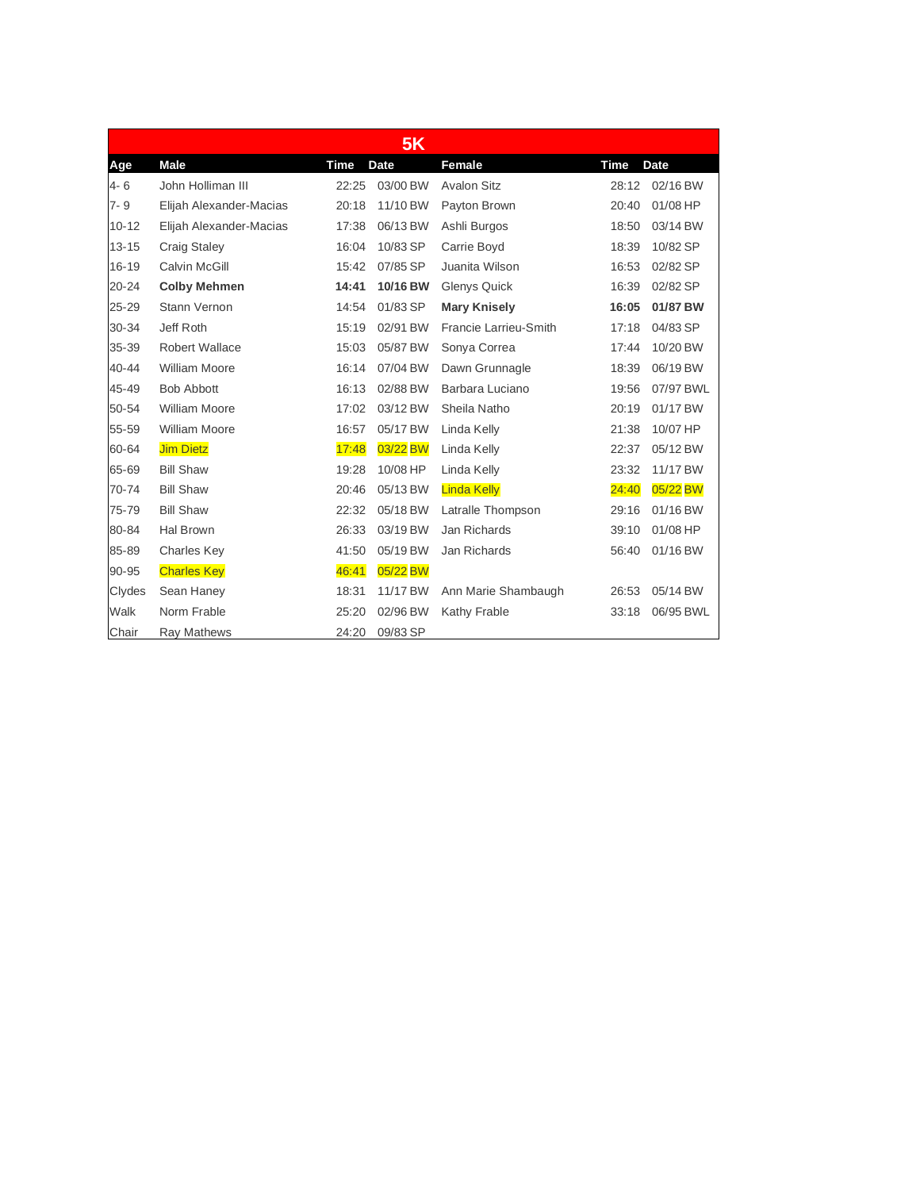| 5K | | | | | | |
|---|---|---|---|---|---|---|
| **Age** | **Male** | **Time** | **Date** | **Female** | **Time** | **Date** |
| 4- 6 | John Holliman III | 22:25 | 03/00 BW | Avalon Sitz | 28:12 | 02/16 BW |
| 7- 9 | Elijah Alexander-Macias | 20:18 | 11/10 BW | Payton Brown | 20:40 | 01/08 HP |
| 10-12 | Elijah Alexander-Macias | 17:38 | 06/13 BW | Ashli Burgos | 18:50 | 03/14 BW |
| 13-15 | Craig Staley | 16:04 | 10/83 SP | Carrie Boyd | 18:39 | 10/82 SP |
| 16-19 | Calvin McGill | 15:42 | 07/85 SP | Juanita Wilson | 16:53 | 02/82 SP |
| 20-24 | **Colby Mehmen** | **14:41** | **10/16 BW** | Glenys Quick | 16:39 | 02/82 SP |
| 25-29 | Stann Vernon | 14:54 | 01/83 SP | **Mary Knisely** | **16:05** | **01/87 BW** |
| 30-34 | Jeff Roth | 15:19 | 02/91 BW | Francie Larrieu-Smith | 17:18 | 04/83 SP |
| 35-39 | Robert Wallace | 15:03 | 05/87 BW | Sonya Correa | 17:44 | 10/20 BW |
| 40-44 | William Moore | 16:14 | 07/04 BW | Dawn Grunnagle | 18:39 | 06/19 BW |
| 45-49 | Bob Abbott | 16:13 | 02/88 BW | Barbara Luciano | 19:56 | 07/97 BWL |
| 50-54 | William Moore | 17:02 | 03/12 BW | Sheila Natho | 20:19 | 01/17 BW |
| 55-59 | William Moore | 16:57 | 05/17 BW | Linda Kelly | 21:38 | 10/07 HP |
| 60-64 | Jim Dietz | 17:48 | 03/22 BW | Linda Kelly | 22:37 | 05/12 BW |
| 65-69 | Bill Shaw | 19:28 | 10/08 HP | Linda Kelly | 23:32 | 11/17 BW |
| 70-74 | Bill Shaw | 20:46 | 05/13 BW | Linda Kelly | 24:40 | 05/22 BW |
| 75-79 | Bill Shaw | 22:32 | 05/18 BW | Latralle Thompson | 29:16 | 01/16 BW |
| 80-84 | Hal Brown | 26:33 | 03/19 BW | Jan Richards | 39:10 | 01/08 HP |
| 85-89 | Charles Key | 41:50 | 05/19 BW | Jan Richards | 56:40 | 01/16 BW |
| 90-95 | Charles Key | 46:41 | 05/22 BW | | | |
| Clydes | Sean Haney | 18:31 | 11/17 BW | Ann Marie Shambaugh | 26:53 | 05/14 BW |
| Walk | Norm Frable | 25:20 | 02/96 BW | Kathy Frable | 33:18 | 06/95 BWL |
| Chair | Ray Mathews | 24:20 | 09/83 SP | | | |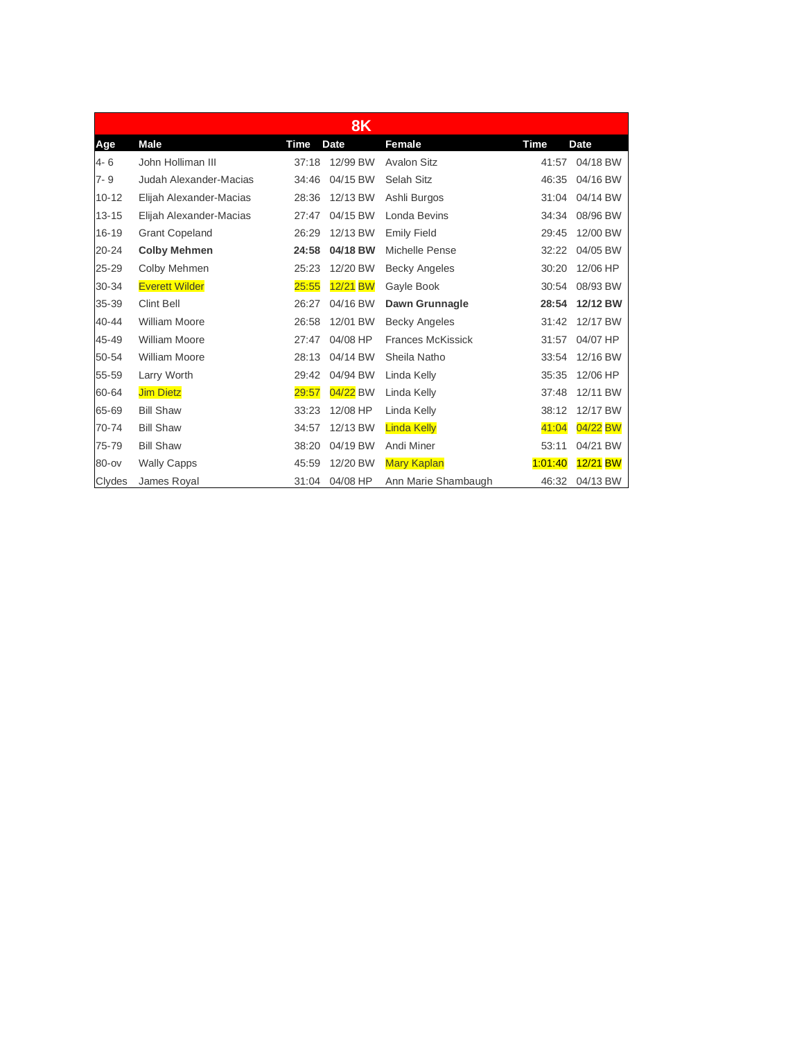| 8K | | | | | | |
|---|---|---|---|---|---|---|
| Age | Male | Time | Date | Female | Time | Date |
| 4- 6 | John Holliman III | 37:18 | 12/99 BW | Avalon Sitz | 41:57 | 04/18 BW |
| 7- 9 | Judah Alexander-Macias | 34:46 | 04/15 BW | Selah Sitz | 46:35 | 04/16 BW |
| 10-12 | Elijah Alexander-Macias | 28:36 | 12/13 BW | Ashli Burgos | 31:04 | 04/14 BW |
| 13-15 | Elijah Alexander-Macias | 27:47 | 04/15 BW | Londa Bevins | 34:34 | 08/96 BW |
| 16-19 | Grant Copeland | 26:29 | 12/13 BW | Emily Field | 29:45 | 12/00 BW |
| 20-24 | **Colby Mehmen** | **24:58** | **04/18 BW** | Michelle Pense | 32:22 | 04/05 BW |
| 25-29 | Colby Mehmen | 25:23 | 12/20 BW | Becky Angeles | 30:20 | 12/06 HP |
| 30-34 | Everett Wilder | 25:55 | 12/21 BW | Gayle Book | 30:54 | 08/93 BW |
| 35-39 | Clint Bell | 26:27 | 04/16 BW | **Dawn Grunnagle** | **28:54** | **12/12 BW** |
| 40-44 | William Moore | 26:58 | 12/01 BW | Becky Angeles | 31:42 | 12/17 BW |
| 45-49 | William Moore | 27:47 | 04/08 HP | Frances McKissick | 31:57 | 04/07 HP |
| 50-54 | William Moore | 28:13 | 04/14 BW | Sheila Natho | 33:54 | 12/16 BW |
| 55-59 | Larry Worth | 29:42 | 04/94 BW | Linda Kelly | 35:35 | 12/06 HP |
| 60-64 | Jim Dietz | 29:57 | 04/22 BW | Linda Kelly | 37:48 | 12/11 BW |
| 65-69 | Bill Shaw | 33:23 | 12/08 HP | Linda Kelly | 38:12 | 12/17 BW |
| 70-74 | Bill Shaw | 34:57 | 12/13 BW | Linda Kelly | 41:04 | 04/22 BW |
| 75-79 | Bill Shaw | 38:20 | 04/19 BW | Andi Miner | 53:11 | 04/21 BW |
| 80-ov | Wally Capps | 45:59 | 12/20 BW | Mary Kaplan | 1:01:40 | 12/21 BW |
| Clydes | James Royal | 31:04 | 04/08 HP | Ann Marie Shambaugh | 46:32 | 04/13 BW |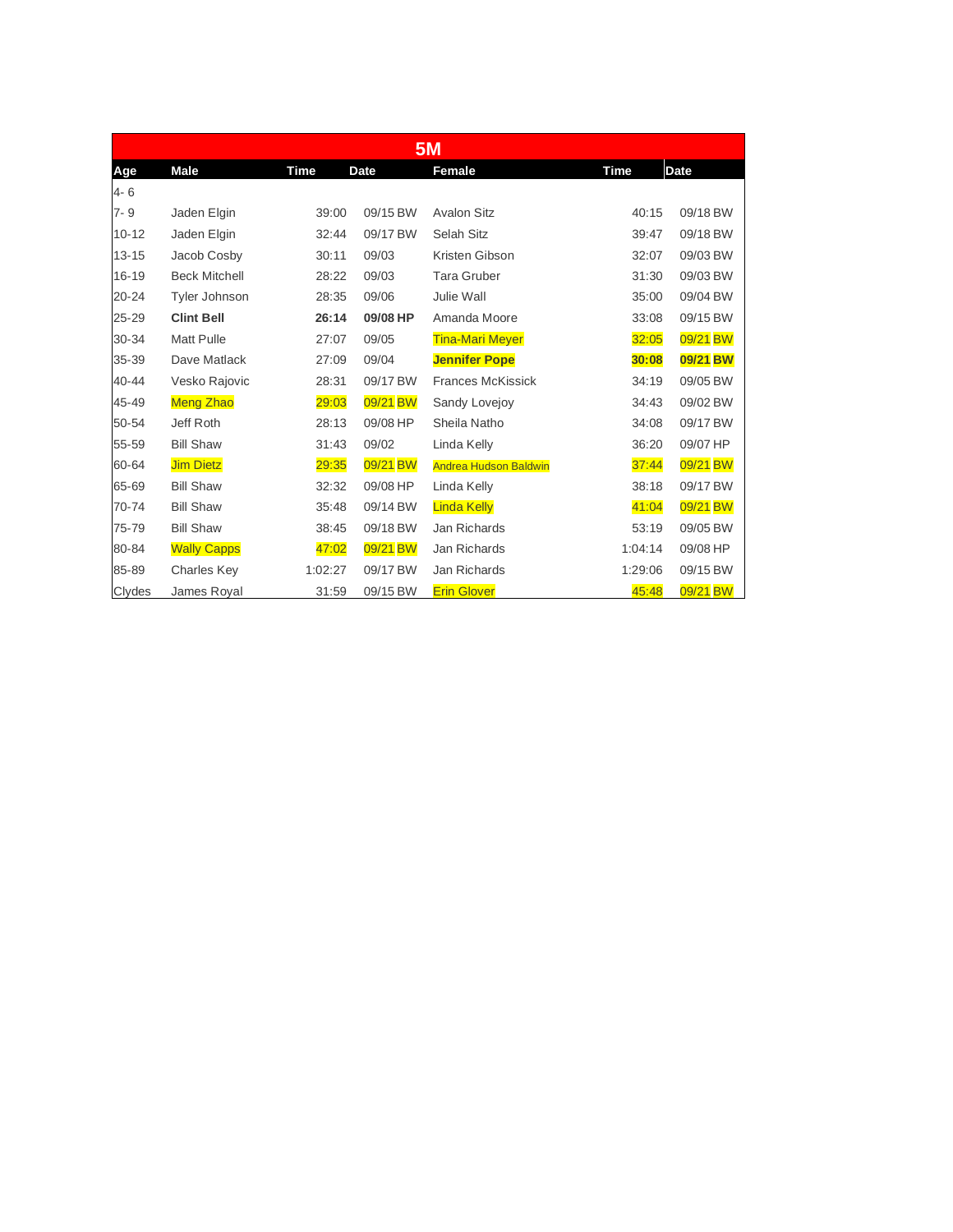| 5M | | | | | | |
|---|---|---|---|---|---|---|
| **Age** | **Male** | **Time** | **Date** | **Female** | **Time** | **Date** |
| 4- 6 | | | | | | |
| 7- 9 | Jaden Elgin | 39:00 | 09/15 BW | Avalon Sitz | 40:15 | 09/18 BW |
| 10-12 | Jaden Elgin | 32:44 | 09/17 BW | Selah Sitz | 39:47 | 09/18 BW |
| 13-15 | Jacob Cosby | 30:11 | 09/03 | Kristen Gibson | 32:07 | 09/03 BW |
| 16-19 | Beck Mitchell | 28:22 | 09/03 | Tara Gruber | 31:30 | 09/03 BW |
| 20-24 | Tyler Johnson | 28:35 | 09/06 | Julie Wall | 35:00 | 09/04 BW |
| 25-29 | **Clint Bell** | **26:14** | **09/08 HP** | Amanda Moore | 33:08 | 09/15 BW |
| 30-34 | Matt Pulle | 27:07 | 09/05 | Tina-Mari Meyer | 32:05 | 09/21 BW |
| 35-39 | Dave Matlack | 27:09 | 09/04 | **Jennifer Pope** | **30:08** | **09/21 BW** |
| 40-44 | Vesko Rajovic | 28:31 | 09/17 BW | Frances McKissick | 34:19 | 09/05 BW |
| 45-49 | Meng Zhao | 29:03 | 09/21 BW | Sandy Lovejoy | 34:43 | 09/02 BW |
| 50-54 | Jeff Roth | 28:13 | 09/08 HP | Sheila Natho | 34:08 | 09/17 BW |
| 55-59 | Bill Shaw | 31:43 | 09/02 | Linda Kelly | 36:20 | 09/07 HP |
| 60-64 | Jim Dietz | 29:35 | 09/21 BW | Andrea Hudson Baldwin | 37:44 | 09/21 BW |
| 65-69 | Bill Shaw | 32:32 | 09/08 HP | Linda Kelly | 38:18 | 09/17 BW |
| 70-74 | Bill Shaw | 35:48 | 09/14 BW | Linda Kelly | 41:04 | 09/21 BW |
| 75-79 | Bill Shaw | 38:45 | 09/18 BW | Jan Richards | 53:19 | 09/05 BW |
| 80-84 | Wally Capps | 47:02 | 09/21 BW | Jan Richards | 1:04:14 | 09/08 HP |
| 85-89 | Charles Key | 1:02:27 | 09/17 BW | Jan Richards | 1:29:06 | 09/15 BW |
| Clydes | James Royal | 31:59 | 09/15 BW | Erin Glover | 45:48 | 09/21 BW |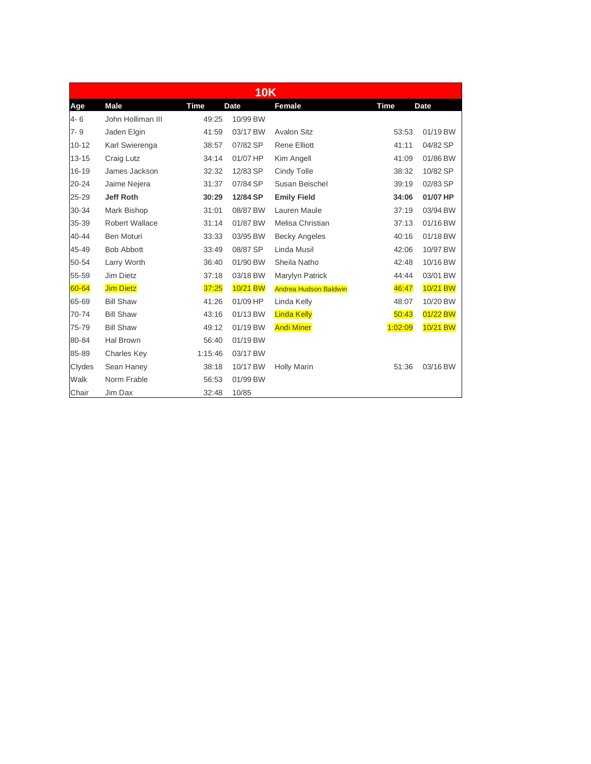## 10K

| Age | Male | Time | Date | Female | Time | Date |
|---|---|---|---|---|---|---|
| 4- 6 | John Holliman III | 49:25 | 10/99 BW | | | |
| 7- 9 | Jaden Elgin | 41:59 | 03/17 BW | Avalon Sitz | 53:53 | 01/19 BW |
| 10-12 | Karl Swierenga | 38:57 | 07/82 SP | Rene Elliott | 41:11 | 04/82 SP |
| 13-15 | Craig Lutz | 34:14 | 01/07 HP | Kim Angell | 41:09 | 01/86 BW |
| 16-19 | James Jackson | 32:32 | 12/83 SP | Cindy Tolle | 38:32 | 10/82 SP |
| 20-24 | Jaime Nejera | 31:37 | 07/84 SP | Susan Beischel | 39:19 | 02/83 SP |
| 25-29 | **Jeff Roth** | **30:29** | **12/84 SP** | **Emily Field** | **34:06** | **01/07 HP** |
| 30-34 | Mark Bishop | 31:01 | 08/87 BW | Lauren Maule | 37:19 | 03/94 BW |
| 35-39 | Robert Wallace | 31:14 | 01/87 BW | Melisa Christian | 37:13 | 01/16 BW |
| 40-44 | Ben Moturi | 33:33 | 03/95 BW | Becky Angeles | 40:16 | 01/18 BW |
| 45-49 | Bob Abbott | 33:49 | 08/87 SP | Linda Musil | 42:06 | 10/97 BW |
| 50-54 | Larry Worth | 36:40 | 01/90 BW | Sheila Natho | 42:48 | 10/16 BW |
| 55-59 | Jim Dietz | 37:18 | 03/18 BW | Marylyn Patrick | 44:44 | 03/01 BW |
| 60-64 | Jim Dietz | 37:25 | 10/21 BW | Andrea Hudson Baldwin | 46:47 | 10/21 BW |
| 65-69 | Bill Shaw | 41:26 | 01/09 HP | Linda Kelly | 48:07 | 10/20 BW |
| 70-74 | Bill Shaw | 43:16 | 01/13 BW | Linda Kelly | 50:43 | 01/22 BW |
| 75-79 | Bill Shaw | 49:12 | 01/19 BW | Andi Miner | 1:02:09 | 10/21 BW |
| 80-84 | Hal Brown | 56:40 | 01/19 BW | | | |
| 85-89 | Charles Key | 1:15:46 | 03/17 BW | | | |
| Clydes | Sean Haney | 38:18 | 10/17 BW | Holly Marin | 51:36 | 03/16 BW |
| Walk | Norm Frable | 56:53 | 01/99 BW | | | |
| Chair | Jim Dax | 32:48 | 10/85 | | | |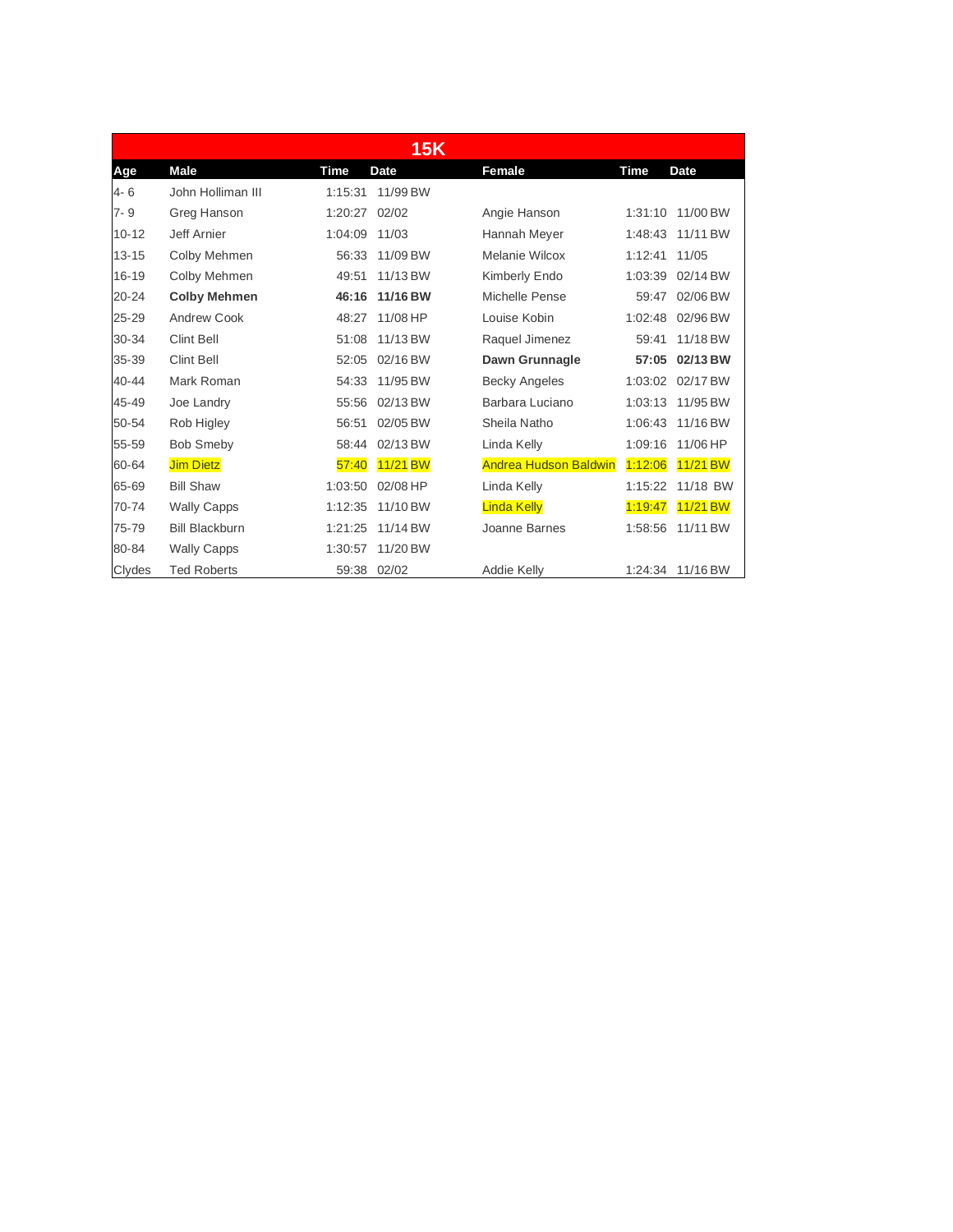| 15K | | | | | |
|---|---|---|---|---|---|
| **Age** | **Male** | **Time** | **Date** | **Female** | **Time** | **Date** |

| Age | Male | Time | Date | Female | Time | Date |
|---|---|---|---|---|---|---|
| 4- 6 | John Holliman III | 1:15:31 | 11/99 BW | | | |
| 7- 9 | Greg Hanson | 1:20:27 | 02/02 | Angie Hanson | 1:31:10 | 11/00 BW |
| 10-12 | Jeff Arnier | 1:04:09 | 11/03 | Hannah Meyer | 1:48:43 | 11/11 BW |
| 13-15 | Colby Mehmen | 56:33 | 11/09 BW | Melanie Wilcox | 1:12:41 | 11/05 |
| 16-19 | Colby Mehmen | 49:51 | 11/13 BW | Kimberly Endo | 1:03:39 | 02/14 BW |
| 20-24 | **Colby Mehmen** | **46:16** | **11/16 BW** | Michelle Pense | 59:47 | 02/06 BW |
| 25-29 | Andrew Cook | 48:27 | 11/08 HP | Louise Kobin | 1:02:48 | 02/96 BW |
| 30-34 | Clint Bell | 51:08 | 11/13 BW | Raquel Jimenez | 59:41 | 11/18 BW |
| 35-39 | Clint Bell | 52:05 | 02/16 BW | **Dawn Grunnagle** | **57:05** | **02/13 BW** |
| 40-44 | Mark Roman | 54:33 | 11/95 BW | Becky Angeles | 1:03:02 | 02/17 BW |
| 45-49 | Joe Landry | 55:56 | 02/13 BW | Barbara Luciano | 1:03:13 | 11/95 BW |
| 50-54 | Rob Higley | 56:51 | 02/05 BW | Sheila Natho | 1:06:43 | 11/16 BW |
| 55-59 | Bob Smeby | 58:44 | 02/13 BW | Linda Kelly | 1:09:16 | 11/06 HP |
| 60-64 | Jim Dietz | 57:40 | 11/21 BW | Andrea Hudson Baldwin | 1:12:06 | 11/21 BW |
| 65-69 | Bill Shaw | 1:03:50 | 02/08 HP | Linda Kelly | 1:15:22 | 11/18 BW |
| 70-74 | Wally Capps | 1:12:35 | 11/10 BW | Linda Kelly | 1:19:47 | 11/21 BW |
| 75-79 | Bill Blackburn | 1:21:25 | 11/14 BW | Joanne Barnes | 1:58:56 | 11/11 BW |
| 80-84 | Wally Capps | 1:30:57 | 11/20 BW | | | |
| Clydes | Ted Roberts | 59:38 | 02/02 | Addie Kelly | 1:24:34 | 11/16 BW |